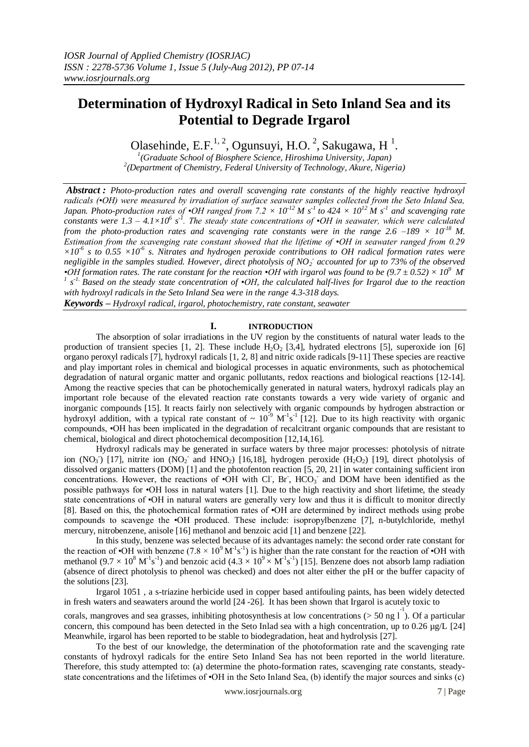# Determination of Hydroxyl Radical in Seto Inland Sea and its Potential to Degrade Irgarol

Olasehinde, E.F.[1, 2], Ogunsuyi, H.O. [2], Sakugawa, H [1].

[1](Graduate School of Biosphere Science, Hiroshima University, Japan)
[2](Department of Chemistry, Federal University of Technology, Akure, Nigeria)

***Abstract :*** *Photo-production rates and overall scavenging rate constants of the highly reactive hydroxyl radicals (•OH) were measured by irradiation of surface seawater samples collected from the Seto Inland Sea, Japan. Photo-production rates of •OH ranged from $7.2 \times 10^{-12}$ M $s^{-1}$ to 424 × $10^{12}$ M $s^{-1}$ and scavenging rate constants were 1.3 – $4.1{\times}10^{6}$ $s^{-1}$. The steady state concentrations of •OH in seawater, which were calculated from the photo-production rates and scavenging rate constants were in the range 2.6 –189 × $10^{-18}$ M. Estimation from the scavenging rate constant showed that the lifetime of •OH in seawater ranged from 0.29 ×$10^{-6}$ s to 0.55 ×$10^{-6}$ s. Nitrates and hydrogen peroxide contributions to OH radical formation rates were negligible in the samples studied. However, direct photolysis of $NO_2^-$ accounted for up to 73% of the observed •OH formation rates. The rate constant for the reaction •OH with irgarol was found to be (9.7 ± 0.52) × $10^{9}$ $M^{-1}$ $s^{-1}$. Based on the steady state concentration of •OH, the calculated half-lives for Irgarol due to the reaction with hydroxyl radicals in the Seto Inland Sea were in the range 4.3-318 days.*

***Keywords –*** *Hydroxyl radical, irgarol, photochemistry, rate constant, seawater*

## I. INTRODUCTION

The absorption of solar irradiations in the UV region by the constituents of natural water leads to the production of transient species [1, 2]. These include $H_2O_2$ [3,4], hydrated electrons [5], superoxide ion [6] organo peroxyl radicals [7], hydroxyl radicals [1, 2, 8] and nitric oxide radicals [9-11] These species are reactive and play important roles in chemical and biological processes in aquatic environments, such as photochemical degradation of natural organic matter and organic pollutants, redox reactions and biological reactions [12-14]. Among the reactive species that can be photochemically generated in natural waters, hydroxyl radicals play an important role because of the elevated reaction rate constants towards a very wide variety of organic and inorganic compounds [15]. It reacts fairly non selectively with organic compounds by hydrogen abstraction or hydroxyl addition, with a typical rate constant of ~ $10^{-9}$ $M^{-1}s^{-1}$ [12]. Due to its high reactivity with organic compounds, •OH has been implicated in the degradation of recalcitrant organic compounds that are resistant to chemical, biological and direct photochemical decomposition [12,14,16].

Hydroxyl radicals may be generated in surface waters by three major processes: photolysis of nitrate ion ($NO_3^-$) [17], nitrite ion ($NO_2^-$ and $HNO_2$) [16,18], hydrogen peroxide ($H_2O_2$) [19], direct photolysis of dissolved organic matters (DOM) [1] and the photofenton reaction [5, 20, 21] in water containing sufficient iron concentrations. However, the reactions of •OH with $Cl^-$, $Br^-$, $HCO_3^-$ and DOM have been identified as the possible pathways for •OH loss in natural waters [1]. Due to the high reactivity and short lifetime, the steady state concentrations of •OH in natural waters are generally very low and thus it is difficult to monitor directly [8]. Based on this, the photochemical formation rates of •OH are determined by indirect methods using probe compounds to scavenge the •OH produced. These include: isopropylbenzene [7], n-butylchloride, methyl mercury, nitrobenzene, anisole [16] methanol and benzoic acid [1] and benzene [22].

In this study, benzene was selected because of its advantages namely: the second order rate constant for the reaction of •OH with benzene ($7.8 \times 10^{9}$ $M^{-1}s^{-1}$) is higher than the rate constant for the reaction of •OH with methanol ($9.7 \times 10^{8}$ $M^{-1}s^{-1}$) and benzoic acid ($4.3 \times 10^{9} \times$ $M^{-1}s^{-1}$) [15]. Benzene does not absorb lamp radiation (absence of direct photolysis to phenol was checked) and does not alter either the pH or the buffer capacity of the solutions [23].

Irgarol 1051 , a s-triazine herbicide used in copper based antifouling paints, has been widely detected in fresh waters and seawaters around the world [24 -26]. It has been shown that Irgarol is acutely toxic to corals, mangroves and sea grasses, inhibiting photosynthesis at low concentrations (> 50 ng $l^{-1}$). Of a particular concern, this compound has been detected in the Seto Inlad sea with a high concentration, up to 0.26 μg/L [24] Meanwhile, irgarol has been reported to be stable to biodegradation, heat and hydrolysis [27].

To the best of our knowledge, the determination of the photoformation rate and the scavenging rate constants of hydroxyl radicals for the entire Seto Inland Sea has not been reported in the world literature. Therefore, this study attempted to: (a) determine the photo-formation rates, scavenging rate constants, steady-state concentrations and the lifetimes of •OH in the Seto Inland Sea, (b) identify the major sources and sinks (c)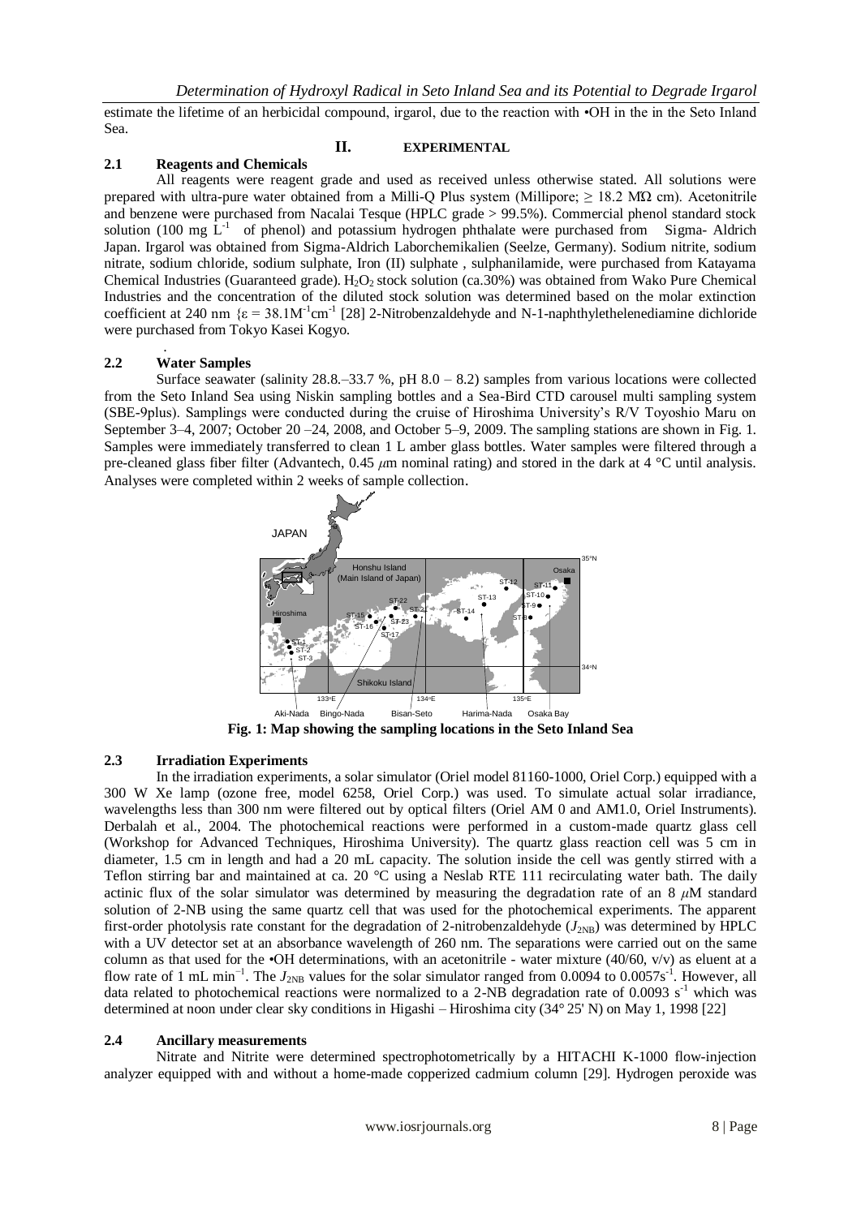estimate the lifetime of an herbicidal compound, irgarol, due to the reaction with •OH in the in the Seto Inland Sea.

## II. EXPERIMENTAL

### 2.1 Reagents and Chemicals

All reagents were reagent grade and used as received unless otherwise stated. All solutions were prepared with ultra-pure water obtained from a Milli-Q Plus system (Millipore; ≥ 18.2 MΩ cm). Acetonitrile and benzene were purchased from Nacalai Tesque (HPLC grade > 99.5%). Commercial phenol standard stock solution (100 mg $L^{-1}$ of phenol) and potassium hydrogen phthalate were purchased from Sigma- Aldrich Japan. Irgarol was obtained from Sigma-Aldrich Laborchemikalien (Seelze, Germany). Sodium nitrite, sodium nitrate, sodium chloride, sodium sulphate, Iron (II) sulphate , sulphanilamide, were purchased from Katayama Chemical Industries (Guaranteed grade). $H_2O_2$ stock solution (ca.30%) was obtained from Wako Pure Chemical Industries and the concentration of the diluted stock solution was determined based on the molar extinction coefficient at 240 nm {$\varepsilon = 38.1 M^{-1}cm^{-1}$ [28] 2-Nitrobenzaldehyde and N-1-naphthylethelenediamine dichloride were purchased from Tokyo Kasei Kogyo.

.

### 2.2 Water Samples

Surface seawater (salinity 28.8.–33.7 %, pH 8.0 – 8.2) samples from various locations were collected from the Seto Inland Sea using Niskin sampling bottles and a Sea-Bird CTD carousel multi sampling system (SBE-9plus). Samplings were conducted during the cruise of Hiroshima University's R/V Toyoshio Maru on September 3–4, 2007; October 20 –24, 2008, and October 5–9, 2009. The sampling stations are shown in Fig. 1. Samples were immediately transferred to clean 1 L amber glass bottles. Water samples were filtered through a pre-cleaned glass fiber filter (Advantech, 0.45 $\mu$m nominal rating) and stored in the dark at 4 °C until analysis. Analyses were completed within 2 weeks of sample collection.

**Fig. 1: Map showing the sampling locations in the Seto Inland Sea**

### 2.3 Irradiation Experiments

In the irradiation experiments, a solar simulator (Oriel model 81160-1000, Oriel Corp.) equipped with a 300 W Xe lamp (ozone free, model 6258, Oriel Corp.) was used. To simulate actual solar irradiance, wavelengths less than 300 nm were filtered out by optical filters (Oriel AM 0 and AM1.0, Oriel Instruments). Derbalah et al., 2004. The photochemical reactions were performed in a custom-made quartz glass cell (Workshop for Advanced Techniques, Hiroshima University). The quartz glass reaction cell was 5 cm in diameter, 1.5 cm in length and had a 20 mL capacity. The solution inside the cell was gently stirred with a Teflon stirring bar and maintained at ca. 20 °C using a Neslab RTE 111 recirculating water bath. The daily actinic flux of the solar simulator was determined by measuring the degradation rate of an 8 $\mu$M standard solution of 2-NB using the same quartz cell that was used for the photochemical experiments. The apparent first-order photolysis rate constant for the degradation of 2-nitrobenzaldehyde ($J_{2NB}$) was determined by HPLC with a UV detector set at an absorbance wavelength of 260 nm. The separations were carried out on the same column as that used for the •OH determinations, with an acetonitrile - water mixture (40/60, v/v) as eluent at a flow rate of 1 mL $min^{-1}$. The $J_{2NB}$ values for the solar simulator ranged from 0.0094 to 0.0057$s^{-1}$. However, all data related to photochemical reactions were normalized to a 2-NB degradation rate of 0.0093 $s^{-1}$ which was determined at noon under clear sky conditions in Higashi – Hiroshima city (34° 25' N) on May 1, 1998 [22]

### 2.4 Ancillary measurements

Nitrate and Nitrite were determined spectrophotometrically by a HITACHI K-1000 flow-injection analyzer equipped with and without a home-made copperized cadmium column [29]. Hydrogen peroxide was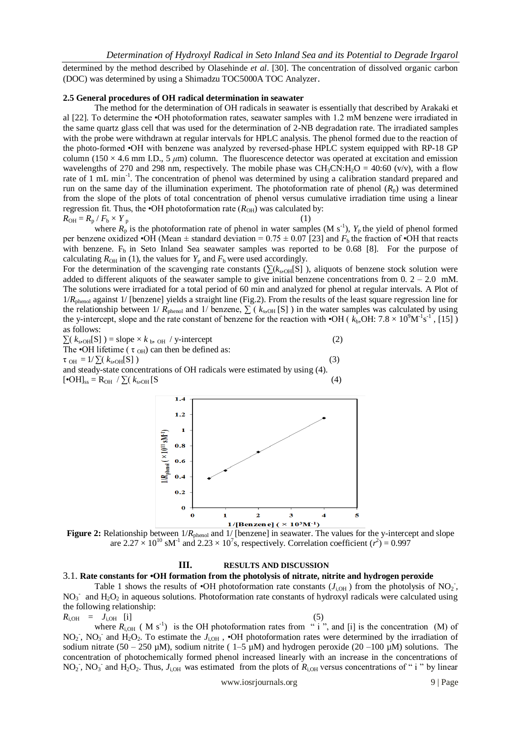determined by the method described by Olasehinde *et al*. [30]. The concentration of dissolved organic carbon (DOC) was determined by using a Shimadzu TOC5000A TOC Analyzer.

**2.5 General procedures of OH radical determination in seawater**

The method for the determination of OH radicals in seawater is essentially that described by Arakaki et al [22]. To determine the •OH photoformation rates, seawater samples with 1.2 mM benzene were irradiated in the same quartz glass cell that was used for the determination of 2-NB degradation rate. The irradiated samples with the probe were withdrawn at regular intervals for HPLC analysis. The phenol formed due to the reaction of the photo-formed •OH with benzene was analyzed by reversed-phase HPLC system equipped with RP-18 GP column (150 × 4.6 mm I.D., 5 $\mu$m) column. The fluorescence detector was operated at excitation and emission wavelengths of 270 and 298 nm, respectively. The mobile phase was $CH_3CN$:$H_2O$ = 40:60 (v/v), with a flow rate of 1 mL min$^{-1}$. The concentration of phenol was determined by using a calibration standard prepared and run on the same day of the illumination experiment. The photoformation rate of phenol ($R_p$) was determined from the slope of the plots of total concentration of phenol versus cumulative irradiation time using a linear regression fit. Thus, the •OH photoformation rate ($R_{OH}$) was calculated by:

$$R_{OH} = R_p / F_b \times Y_p \quad (1)$$

where $R_p$ is the photoformation rate of phenol in water samples (M s$^{-1}$), $Y_p$ the yield of phenol formed per benzene oxidized •OH (Mean ± standard deviation = 0.75 ± 0.07 [23] and $F_b$ the fraction of •OH that reacts with benzene. $F_b$ in Seto Inland Sea seawater samples was reported to be 0.68 [8]. For the purpose of calculating $R_{OH}$ in (1), the values for $Y_p$ and $F_b$ were used accordingly.

For the determination of the scavenging rate constants ($\sum(k_{s,OH}[S])$), aliquots of benzene stock solution were added to different aliquots of the seawater sample to give initial benzene concentrations from 0. 2 – 2.0 mM. The solutions were irradiated for a total period of 60 min and analyzed for phenol at regular intervals. A Plot of $1/R_{phenol}$ against 1/ [benzene] yields a straight line (Fig.2). From the results of the least square regression line for the relationship between $1/R_{phenol}$ and 1/ benzene, $\sum(k_{s,OH}[S])$ in the water samples was calculated by using the y-intercept, slope and the rate constant of benzene for the reaction with •OH ( $k_{b,OH}$: $7.8 \times 10^9$ M$^{-1}$s$^{-1}$, [15] ) as follows:

$$\sum(k_{s,OH}[S]) = \text{slope} \times k_{b,OH} / \text{y-intercept} \quad (2)$$

The •OH lifetime ( $\tau_{OH}$) can then be defined as:

$$\tau_{OH} = 1/\sum(k_{s,OH}[S]) \quad (3)$$

and steady-state concentrations of OH radicals were estimated by using (4).

$$[\bullet OH]_{ss} = R_{OH} / \sum(k_{s,OH}[S \quad (4)$$

**Figure 2:** Relationship between $1/R_{phenol}$ and 1/ [benzene] in seawater. The values for the y-intercept and slope are $2.27 \times 10^{10}$ sM$^{-1}$ and $2.23 \times 10^7$s, respectively. Correlation coefficient ($r^2$) = 0.997

## III. RESULTS AND DISCUSSION

### 3.1. Rate constants for •OH formation from the photolysis of nitrate, nitrite and hydrogen peroxide

Table 1 shows the results of •OH photoformation rate constants ($J_{i,OH}$ ) from the photolysis of $NO_2^-$, $NO_3^-$ and $H_2O_2$ in aqueous solutions. Photoformation rate constants of hydroxyl radicals were calculated using the following relationship:

$$R_{i,OH} = J_{i,OH} \; [i] \quad (5)$$

where $R_{i,OH}$ ( M s$^{-1}$) is the OH photoformation rates from " i ", and [i] is the concentration (M) of $NO_2^-$, $NO_3^-$ and $H_2O_2$. To estimate the $J_{i,OH}$ , •OH photoformation rates were determined by the irradiation of sodium nitrate (50 – 250 µM), sodium nitrite ( 1–5 µM) and hydrogen peroxide (20 –100 µM) solutions. The concentration of photochemically formed phenol increased linearly with an increase in the concentrations of $NO_2^-$, $NO_3^-$ and $H_2O_2$. Thus, $J_{i,OH}$ was estimated from the plots of $R_{i,OH}$ versus concentrations of " i " by linear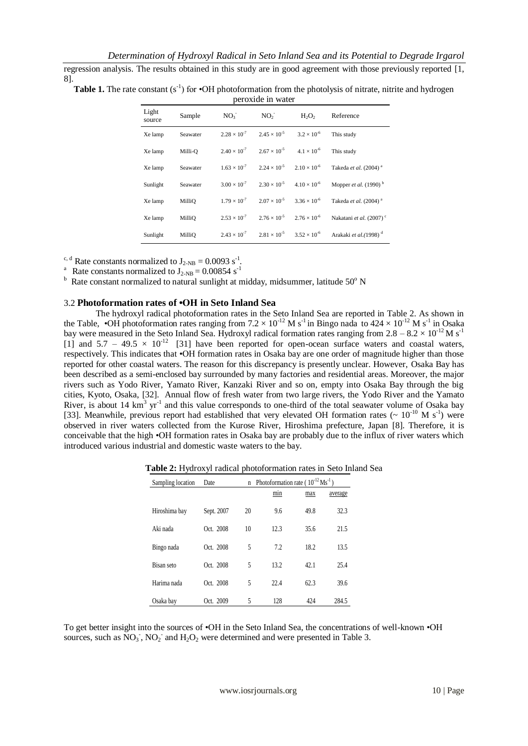regression analysis. The results obtained in this study are in good agreement with those previously reported [1, 8].

**Table 1.** The rate constant ($s^{-1}$) for •OH photoformation from the photolysis of nitrate, nitrite and hydrogen peroxide in water

| Light source | Sample | $NO_3^-$ | $NO_2^-$ | $H_2O_2$ | Reference |
|---|---|---|---|---|---|
| Xe lamp | Seawater | $2.28 \times 10^{-7}$ | $2.45 \times 10^{-5}$ | $3.2 \times 10^{-6}$ | This study |
| Xe lamp | Milli-Q | $2.40 \times 10^{-7}$ | $2.67 \times 10^{-5}$ | $4.1 \times 10^{-6}$ | This study |
| Xe lamp | Seawater | $1.63 \times 10^{-7}$ | $2.24 \times 10^{-5}$ | $2.10 \times 10^{-6}$ | Takeda *et al.* (2004) [a] |
| Sunlight | Seawater | $3.00 \times 10^{-7}$ | $2.30 \times 10^{-5}$ | $4.10 \times 10^{-6}$ | Mopper *et al.* (1990) [b] |
| Xe lamp | MilliQ | $1.79 \times 10^{-7}$ | $2.07 \times 10^{-5}$ | $3.36 \times 10^{-6}$ | Takeda *et al.* (2004) [a] |
| Xe lamp | MilliQ | $2.53 \times 10^{-7}$ | $2.76 \times 10^{-5}$ | $2.76 \times 10^{-6}$ | Nakatani *et al.* (2007) [c] |
| Sunlight | MilliQ | $2.43 \times 10^{-7}$ | $2.81 \times 10^{-5}$ | $3.52 \times 10^{-6}$ | Arakaki *et al.*(1998) [d] |

[c, d] Rate constants normalized to $J_{2\text{-}NB} = 0.0093\ s^{-1}$.

[a] Rate constants normalized to $J_{2\text{-}NB} = 0.00854\ s^{-1}$

[b] Rate constant normalized to natural sunlight at midday, midsummer, latitude 50° N

### 3.2 Photoformation rates of •OH in Seto Inland Sea

The hydroxyl radical photoformation rates in the Seto Inland Sea are reported in Table 2. As shown in the Table, •OH photoformation rates ranging from $7.2 \times 10^{-12}$ M $s^{-1}$ in Bingo nada to $424 \times 10^{-12}$ M $s^{-1}$ in Osaka bay were measured in the Seto Inland Sea. Hydroxyl radical formation rates ranging from $2.8 - 8.2 \times 10^{-12}$ M $s^{-1}$ [1] and $5.7 - 49.5 \times 10^{-12}$ [31] have been reported for open-ocean surface waters and coastal waters, respectively. This indicates that •OH formation rates in Osaka bay are one order of magnitude higher than those reported for other coastal waters. The reason for this discrepancy is presently unclear. However, Osaka Bay has been described as a semi-enclosed bay surrounded by many factories and residential areas. Moreover, the major rivers such as Yodo River, Yamato River, Kanzaki River and so on, empty into Osaka Bay through the big cities, Kyoto, Osaka, [32]. Annual flow of fresh water from two large rivers, the Yodo River and the Yamato River, is about 14 $km^3$ $yr^{-1}$ and this value corresponds to one-third of the total seawater volume of Osaka bay [33]. Meanwhile, previous report had established that very elevated OH formation rates (~ $10^{-10}$ M $s^{-1}$) were observed in river waters collected from the Kurose River, Hiroshima prefecture, Japan [8]. Therefore, it is conceivable that the high •OH formation rates in Osaka bay are probably due to the influx of river waters which introduced various industrial and domestic waste waters to the bay.

**Table 2:** Hydroxyl radical photoformation rates in Seto Inland Sea

| Sampling location | Date | n | Photoformation rate ( $10^{-12}$ $Ms^{-1}$ ) | | |
|---|---|---|---|---|---|
| | | | min | max | average |
| Hiroshima bay | Sept. 2007 | 20 | 9.6 | 49.8 | 32.3 |
| Aki nada | Oct. 2008 | 10 | 12.3 | 35.6 | 21.5 |
| Bingo nada | Oct. 2008 | 5 | 7.2 | 18.2 | 13.5 |
| Bisan seto | Oct. 2008 | 5 | 13.2 | 42.1 | 25.4 |
| Harima nada | Oct. 2008 | 5 | 22.4 | 62.3 | 39.6 |
| Osaka bay | Oct. 2009 | 5 | 128 | 424 | 284.5 |

To get better insight into the sources of •OH in the Seto Inland Sea, the concentrations of well-known •OH sources, such as $NO_3^-$, $NO_2^-$ and $H_2O_2$ were determined and were presented in Table 3.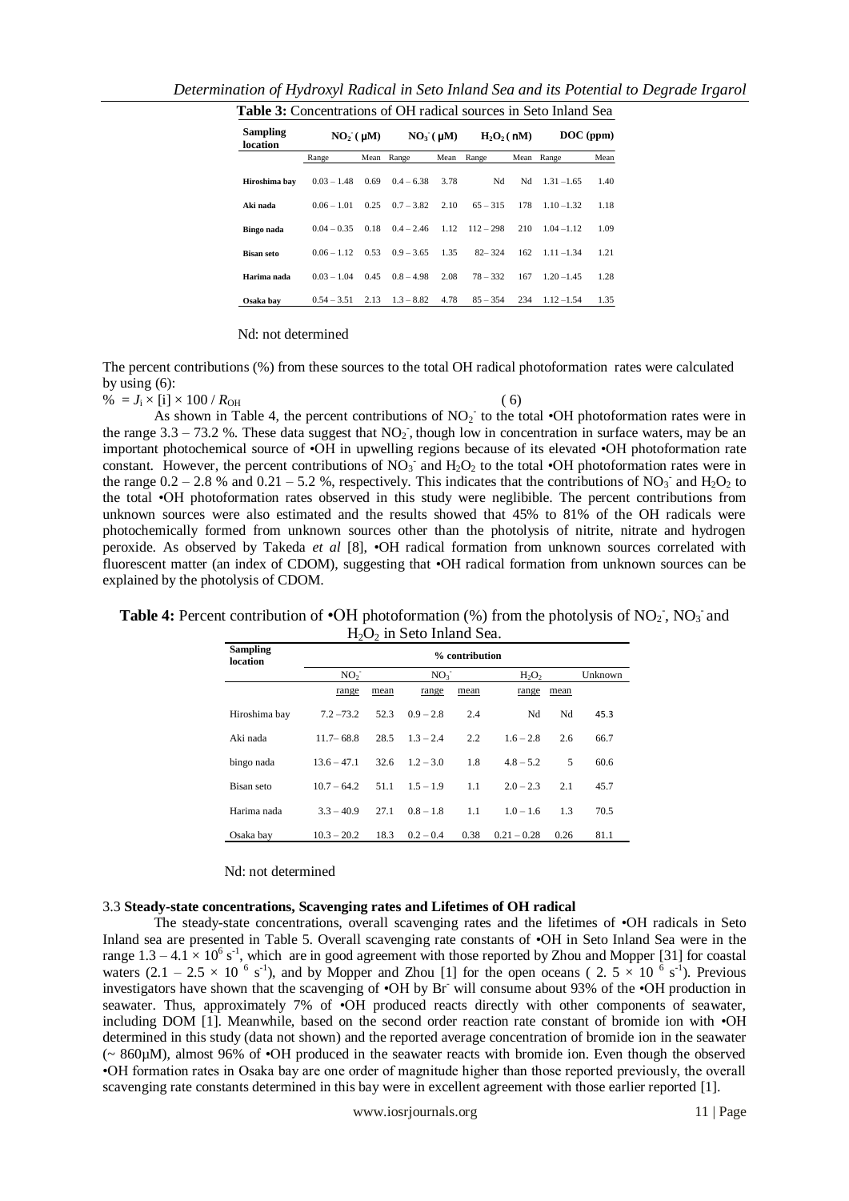**Table 3:** Concentrations of OH radical sources in Seto Inland Sea

| Sampling location | $NO_2^-$ (μM) | | $NO_3^-$ (μM) | | $H_2O_2$ (nM) | | DOC (ppm) | |
|---|---|---|---|---|---|---|---|---|
| | Range | Mean | Range | Mean | Range | Mean | Range | Mean |
| **Hiroshima bay** | 0.03 – 1.48 | 0.69 | 0.4 – 6.38 | 3.78 | Nd | Nd | 1.31 –1.65 | 1.40 |
| **Aki nada** | 0.06 – 1.01 | 0.25 | 0.7 – 3.82 | 2.10 | 65 – 315 | 178 | 1.10 –1.32 | 1.18 |
| **Bingo nada** | 0.04 – 0.35 | 0.18 | 0.4 – 2.46 | 1.12 | 112 – 298 | 210 | 1.04 –1.12 | 1.09 |
| **Bisan seto** | 0.06 – 1.12 | 0.53 | 0.9 – 3.65 | 1.35 | 82– 324 | 162 | 1.11 –1.34 | 1.21 |
| **Harima nada** | 0.03 – 1.04 | 0.45 | 0.8 – 4.98 | 2.08 | 78 – 332 | 167 | 1.20 –1.45 | 1.28 |
| **Osaka bay** | 0.54 – 3.51 | 2.13 | 1.3 – 8.82 | 4.78 | 85 – 354 | 234 | 1.12 –1.54 | 1.35 |

Nd: not determined

The percent contributions (%) from these sources to the total OH radical photoformation rates were calculated by using (6):

$$\% = J_i \times [i] \times 100 / R_{OH} \qquad (6)$$

As shown in Table 4, the percent contributions of $NO_2^-$ to the total •OH photoformation rates were in the range 3.3 – 73.2 %. These data suggest that $NO_2^-$, though low in concentration in surface waters, may be an important photochemical source of •OH in upwelling regions because of its elevated •OH photoformation rate constant. However, the percent contributions of $NO_3^-$ and $H_2O_2$ to the total •OH photoformation rates were in the range 0.2 – 2.8 % and 0.21 – 5.2 %, respectively. This indicates that the contributions of $NO_3^-$ and $H_2O_2$ to the total •OH photoformation rates observed in this study were neglibible. The percent contributions from unknown sources were also estimated and the results showed that 45% to 81% of the OH radicals were photochemically formed from unknown sources other than the photolysis of nitrite, nitrate and hydrogen peroxide. As observed by Takeda *et al* [8], •OH radical formation from unknown sources correlated with fluorescent matter (an index of CDOM), suggesting that •OH radical formation from unknown sources can be explained by the photolysis of CDOM.

**Table 4:** Percent contribution of •OH photoformation (%) from the photolysis of $NO_2^-$, $NO_3^-$ and $H_2O_2$ in Seto Inland Sea.

| Sampling location | % contribution | | | | | | |
|---|---|---|---|---|---|---|---|
| | $NO_2^-$ | | $NO_3^-$ | | $H_2O_2$ | | Unknown |
| | range | mean | range | mean | range | mean | |
| Hiroshima bay | 7.2 –73.2 | 52.3 | 0.9 – 2.8 | 2.4 | Nd | Nd | 45.3 |
| Aki nada | 11.7– 68.8 | 28.5 | 1.3 – 2.4 | 2.2 | 1.6 – 2.8 | 2.6 | 66.7 |
| bingo nada | 13.6 – 47.1 | 32.6 | 1.2 – 3.0 | 1.8 | 4.8 – 5.2 | 5 | 60.6 |
| Bisan seto | 10.7 – 64.2 | 51.1 | 1.5 – 1.9 | 1.1 | 2.0 – 2.3 | 2.1 | 45.7 |
| Harima nada | 3.3 – 40.9 | 27.1 | 0.8 – 1.8 | 1.1 | 1.0 – 1.6 | 1.3 | 70.5 |
| Osaka bay | 10.3 – 20.2 | 18.3 | 0.2 – 0.4 | 0.38 | 0.21 – 0.28 | 0.26 | 81.1 |

Nd: not determined

### 3.3 Steady-state concentrations, Scavenging rates and Lifetimes of OH radical

The steady-state concentrations, overall scavenging rates and the lifetimes of •OH radicals in Seto Inland sea are presented in Table 5. Overall scavenging rate constants of •OH in Seto Inland Sea were in the range $1.3 – 4.1 \times 10^6$ $s^{-1}$, which are in good agreement with those reported by Zhou and Mopper [31] for coastal waters ($2.1 – 2.5 \times 10^{6}$ $s^{-1}$), and by Mopper and Zhou [1] for the open oceans ( $2.5 \times 10^{6}$ $s^{-1}$). Previous investigators have shown that the scavenging of •OH by $Br^-$ will consume about 93% of the •OH production in seawater. Thus, approximately 7% of •OH produced reacts directly with other components of seawater, including DOM [1]. Meanwhile, based on the second order reaction rate constant of bromide ion with •OH determined in this study (data not shown) and the reported average concentration of bromide ion in the seawater (~ 860μM), almost 96% of •OH produced in the seawater reacts with bromide ion. Even though the observed •OH formation rates in Osaka bay are one order of magnitude higher than those reported previously, the overall scavenging rate constants determined in this bay were in excellent agreement with those earlier reported [1].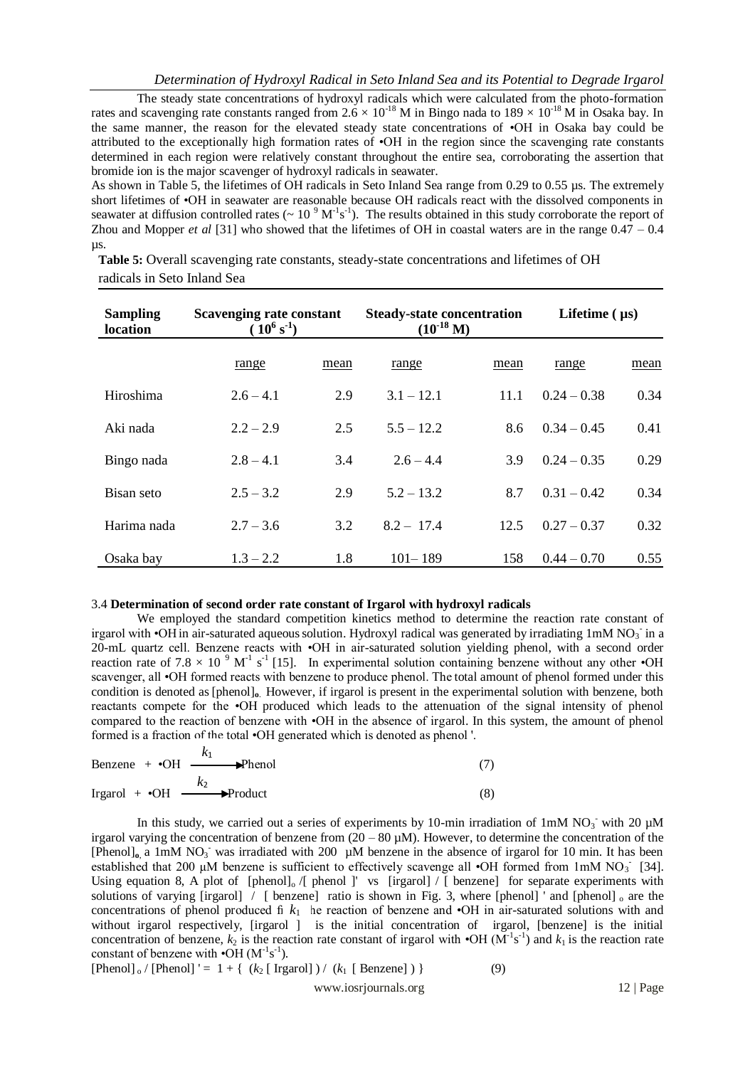The steady state concentrations of hydroxyl radicals which were calculated from the photo-formation rates and scavenging rate constants ranged from $2.6 \times 10^{-18}$ M in Bingo nada to $189 \times 10^{-18}$ M in Osaka bay. In the same manner, the reason for the elevated steady state concentrations of •OH in Osaka bay could be attributed to the exceptionally high formation rates of •OH in the region since the scavenging rate constants determined in each region were relatively constant throughout the entire sea, corroborating the assertion that bromide ion is the major scavenger of hydroxyl radicals in seawater.

As shown in Table 5, the lifetimes of OH radicals in Seto Inland Sea range from 0.29 to 0.55 µs. The extremely short lifetimes of •OH in seawater are reasonable because OH radicals react with the dissolved components in seawater at diffusion controlled rates ($\sim 10^{9}$ $M^{-1}s^{-1}$). The results obtained in this study corroborate the report of Zhou and Mopper *et al* [31] who showed that the lifetimes of OH in coastal waters are in the range 0.47 – 0.4 µs.

**Table 5:** Overall scavenging rate constants, steady-state concentrations and lifetimes of OH radicals in Seto Inland Sea

| Sampling location | Scavenging rate constant ($10^{6}$ $s^{-1}$) | | Steady-state concentration ($10^{-18}$ M) | | Lifetime (µs) | |
|---|---|---|---|---|---|---|
| | range | mean | range | mean | range | mean |
| Hiroshima | 2.6 – 4.1 | 2.9 | 3.1 – 12.1 | 11.1 | 0.24 – 0.38 | 0.34 |
| Aki nada | 2.2 – 2.9 | 2.5 | 5.5 – 12.2 | 8.6 | 0.34 – 0.45 | 0.41 |
| Bingo nada | 2.8 – 4.1 | 3.4 | 2.6 – 4.4 | 3.9 | 0.24 – 0.35 | 0.29 |
| Bisan seto | 2.5 – 3.2 | 2.9 | 5.2 – 13.2 | 8.7 | 0.31 – 0.42 | 0.34 |
| Harima nada | 2.7 – 3.6 | 3.2 | 8.2 – 17.4 | 12.5 | 0.27 – 0.37 | 0.32 |
| Osaka bay | 1.3 – 2.2 | 1.8 | 101 – 189 | 158 | 0.44 – 0.70 | 0.55 |

3.4 **Determination of second order rate constant of Irgarol with hydroxyl radicals**

We employed the standard competition kinetics method to determine the reaction rate constant of irgarol with •OH in air-saturated aqueous solution. Hydroxyl radical was generated by irradiating 1mM $NO_3^-$ in a 20-mL quartz cell. Benzene reacts with •OH in air-saturated solution yielding phenol, with a second order reaction rate of $7.8 \times 10^{9}$ $M^{-1}$ $s^{-1}$ [15]. In experimental solution containing benzene without any other •OH scavenger, all •OH formed reacts with benzene to produce phenol. The total amount of phenol formed under this condition is denoted as $[\text{phenol}]_o$. However, if irgarol is present in the experimental solution with benzene, both reactants compete for the •OH produced which leads to the attenuation of the signal intensity of phenol compared to the reaction of benzene with •OH in the absence of irgarol. In this system, the amount of phenol formed is a fraction of the total •OH generated which is denoted as phenol '.

$$\text{Benzene} + \bullet\text{OH} \xrightarrow{k_1} \text{Phenol} \quad (7)$$

$$\text{Irgarol} + \bullet\text{OH} \xrightarrow{k_2} \text{Product} \quad (8)$$

In this study, we carried out a series of experiments by 10-min irradiation of 1mM $NO_3^-$ with 20 µM irgarol varying the concentration of benzene from (20 – 80 µM). However, to determine the concentration of the $[\text{Phenol}]_o$ a 1mM $NO_3^-$ was irradiated with 200 µM benzene in the absence of irgarol for 10 min. It has been established that 200 µM benzene is sufficient to effectively scavenge all •OH formed from 1mM $NO_3^-$ [34]. Using equation 8, A plot of $[\text{phenol}]_o$ /[ phenol ]' vs [irgarol] / [ benzene] for separate experiments with solutions of varying [irgarol] / [ benzene] ratio is shown in Fig. 3, where [phenol] ' and $[\text{phenol}]_o$ are the concentrations of phenol produced fi $k_1$ he reaction of benzene and •OH in air-saturated solutions with and without irgarol respectively, [irgarol ] is the initial concentration of irgarol, [benzene] is the initial concentration of benzene, $k_2$ is the reaction rate constant of irgarol with •OH ($M^{-1}s^{-1}$) and $k_1$ is the reaction rate constant of benzene with •OH ($M^{-1}s^{-1}$).

$$[\text{Phenol}]_o / [\text{Phenol}]' = 1 + \{ (k_2 [\text{Irgarol}]) / (k_1 [\text{Benzene}]) \} \quad (9)$$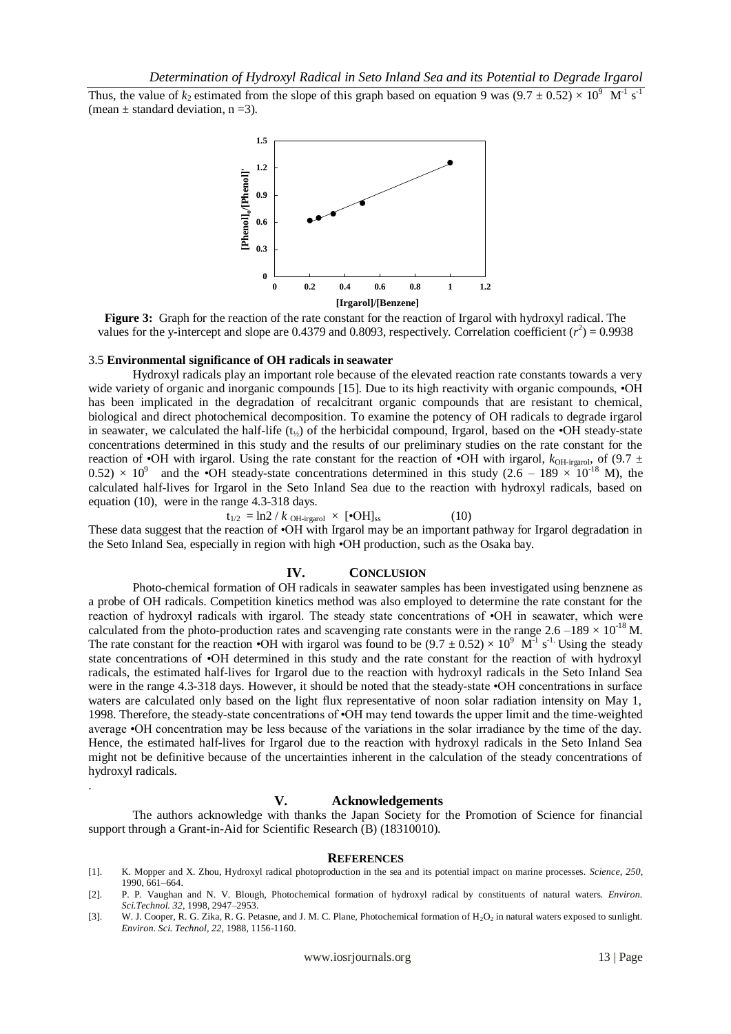Thus, the value of $k_2$ estimated from the slope of this graph based on equation 9 was $(9.7 \pm 0.52) \times 10^9$ $M^{-1}$ $s^{-1}$ (mean ± standard deviation, n =3).

**Figure 3:** Graph for the reaction of the rate constant for the reaction of Irgarol with hydroxyl radical. The values for the y-intercept and slope are 0.4379 and 0.8093, respectively. Correlation coefficient ($r^2$) = 0.9938

### 3.5 Environmental significance of OH radicals in seawater

Hydroxyl radicals play an important role because of the elevated reaction rate constants towards a very wide variety of organic and inorganic compounds [15]. Due to its high reactivity with organic compounds, •OH has been implicated in the degradation of recalcitrant organic compounds that are resistant to chemical, biological and direct photochemical decomposition. To examine the potency of OH radicals to degrade irgarol in seawater, we calculated the half-life ($t_{½}$) of the herbicidal compound, Irgarol, based on the •OH steady-state concentrations determined in this study and the results of our preliminary studies on the rate constant for the reaction of •OH with irgarol. Using the rate constant for the reaction of •OH with irgarol, $k_{\text{OH-irgarol}}$, of $(9.7 \pm 0.52) \times 10^9$ and the •OH steady-state concentrations determined in this study ($2.6 - 189 \times 10^{-18}$ M), the calculated half-lives for Irgarol in the Seto Inland Sea due to the reaction with hydroxyl radicals, based on equation (10), were in the range 4.3-318 days.

$$t_{1/2} = \ln 2 / k_{\text{OH-irgarol}} \times [\bullet\text{OH}]_{ss} \qquad (10)$$

These data suggest that the reaction of •OH with Irgarol may be an important pathway for Irgarol degradation in the Seto Inland Sea, especially in region with high •OH production, such as the Osaka bay.

## IV. Conclusion

Photo-chemical formation of OH radicals in seawater samples has been investigated using benznene as a probe of OH radicals. Competition kinetics method was also employed to determine the rate constant for the reaction of hydroxyl radicals with irgarol. The steady state concentrations of •OH in seawater, which were calculated from the photo-production rates and scavenging rate constants were in the range $2.6 - 189 \times 10^{-18}$ M. The rate constant for the reaction •OH with irgarol was found to be $(9.7 \pm 0.52) \times 10^9$ $M^{-1}$ $s^{-1}$. Using the steady state concentrations of •OH determined in this study and the rate constant for the reaction of with hydroxyl radicals, the estimated half-lives for Irgarol due to the reaction with hydroxyl radicals in the Seto Inland Sea were in the range 4.3-318 days. However, it should be noted that the steady-state •OH concentrations in surface waters are calculated only based on the light flux representative of noon solar radiation intensity on May 1, 1998. Therefore, the steady-state concentrations of •OH may tend towards the upper limit and the time-weighted average •OH concentration may be less because of the variations in the solar irradiance by the time of the day. Hence, the estimated half-lives for Irgarol due to the reaction with hydroxyl radicals in the Seto Inland Sea might not be definitive because of the uncertainties inherent in the calculation of the steady concentrations of hydroxyl radicals.

## V. Acknowledgements

The authors acknowledge with thanks the Japan Society for the Promotion of Science for financial support through a Grant-in-Aid for Scientific Research (B) (18310010).

## References

[1]. K. Mopper and X. Zhou, Hydroxyl radical photoproduction in the sea and its potential impact on marine processes. *Science, 250,* 1990, 661–664.

[2]. P. P. Vaughan and N. V. Blough, Photochemical formation of hydroxyl radical by constituents of natural waters. *Environ. Sci.Technol. 32,* 1998, 2947–2953.

[3]. W. J. Cooper, R. G. Zika, R. G. Petasne, and J. M. C. Plane, Photochemical formation of $H_2O_2$ in natural waters exposed to sunlight. *Environ. Sci. Technol, 22,* 1988, 1156-1160.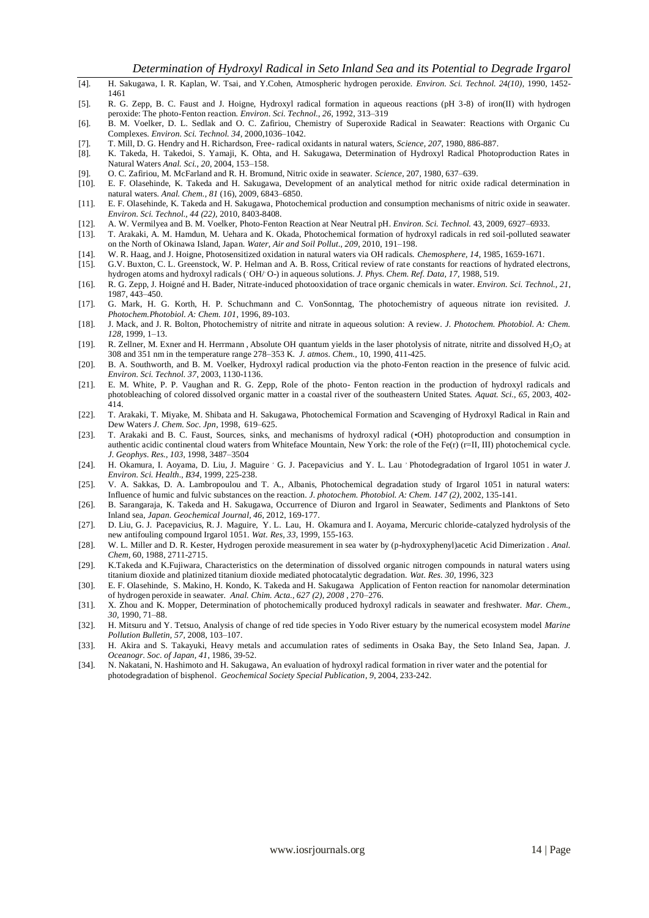[4]. H. Sakugawa, I. R. Kaplan, W. Tsai, and Y.Cohen, Atmospheric hydrogen peroxide. *Environ. Sci. Technol. 24(10)*, 1990, 1452-1461

[5]. R. G. Zepp, B. C. Faust and J. Hoigne, Hydroxyl radical formation in aqueous reactions (pH 3-8) of iron(II) with hydrogen peroxide: The photo-Fenton reaction. *Environ. Sci. Technol., 26*, 1992, 313–319

[6]. B. M. Voelker, D. L. Sedlak and O. C. Zafiriou, Chemistry of Superoxide Radical in Seawater: Reactions with Organic Cu Complexes. *Environ. Sci. Technol. 34*, 2000,1036–1042.

[7]. T. Mill, D. G. Hendry and H. Richardson, Free- radical oxidants in natural waters, *Science, 207*, 1980, 886-887.

[8]. K. Takeda, H. Takedoi, S. Yamaji, K. Ohta, and H. Sakugawa, Determination of Hydroxyl Radical Photoproduction Rates in Natural Waters *Anal. Sci., 20*, 2004, 153–158.

[9]. O. C. Zafiriou, M. McFarland and R. H. Bromund, Nitric oxide in seawater. *Science*, 207, 1980, 637–639.

[10]. E. F. Olasehinde, K. Takeda and H. Sakugawa, Development of an analytical method for nitric oxide radical determination in natural waters. *Anal. Chem., 81* (16), 2009, 6843–6850.

[11]. E. F. Olasehinde, K. Takeda and H. Sakugawa, Photochemical production and consumption mechanisms of nitric oxide in seawater. *Environ. Sci. Technol., 44 (22)*, 2010, 8403-8408.

[12]. A. W. Vermilyea and B. M. Voelker, Photo-Fenton Reaction at Near Neutral pH. *Environ. Sci. Technol.* 43, 2009, 6927–6933.

[13]. T. Arakaki, A. M. Hamdun, M. Uehara and K. Okada, Photochemical formation of hydroxyl radicals in red soil-polluted seawater on the North of Okinawa Island, Japan. *Water, Air and Soil Pollut., 209*, 2010, 191–198.

[14]. W. R. Haag, and J. Hoigne, Photosensitized oxidation in natural waters via OH radicals. *Chemosphere, 14*, 1985, 1659-1671.

[15]. G.V. Buxton, C. L. Greenstock, W. P. Helman and A. B. Ross, Critical review of rate constants for reactions of hydrated electrons, hydrogen atoms and hydroxyl radicals (·OH/·O-) in aqueous solutions. *J. Phys. Chem. Ref. Data, 17*, 1988, 519.

[16]. R. G. Zepp, J. Hoigné and H. Bader, Nitrate-induced photooxidation of trace organic chemicals in water. *Environ. Sci. Technol., 21*, 1987, 443–450.

[17]. G. Mark, H. G. Korth, H. P. Schuchmann and C. VonSonntag, The photochemistry of aqueous nitrate ion revisited. *J. Photochem.Photobiol. A: Chem. 101*, 1996, 89-103.

[18]. J. Mack, and J. R. Bolton, Photochemistry of nitrite and nitrate in aqueous solution: A review. *J. Photochem. Photobiol. A: Chem. 128*, 1999, 1–13.

[19]. R. Zellner, M. Exner and H. Herrmann , Absolute OH quantum yields in the laser photolysis of nitrate, nitrite and dissolved $H_2O_2$ at 308 and 351 nm in the temperature range 278–353 K. *J. atmos. Chem.*, 10, 1990, 411-425.

[20]. B. A. Southworth, and B. M. Voelker, Hydroxyl radical production via the photo-Fenton reaction in the presence of fulvic acid. *Environ. Sci. Technol. 37*, 2003, 1130-1136.

[21]. E. M. White, P. P. Vaughan and R. G. Zepp, Role of the photo- Fenton reaction in the production of hydroxyl radicals and photobleaching of colored dissolved organic matter in a coastal river of the southeastern United States. *Aquat. Sci., 65*, 2003, 402-414.

[22]. T. Arakaki, T. Miyake, M. Shibata and H. Sakugawa, Photochemical Formation and Scavenging of Hydroxyl Radical in Rain and Dew Waters *J. Chem. Soc. Jpn*, 1998, 619–625.

[23]. T. Arakaki and B. C. Faust, Sources, sinks, and mechanisms of hydroxyl radical (•OH) photoproduction and consumption in authentic acidic continental cloud waters from Whiteface Mountain, New York: the role of the Fe(r) (r=II, III) photochemical cycle. *J. Geophys. Res., 103*, 1998, 3487–3504

[24]. H. Okamura, I. Aoyama, D. Liu, J. Maguire , G. J. Pacepavicius and Y. L. Lau , Photodegradation of Irgarol 1051 in water *J. Environ. Sci. Health., B34*, 1999, 225-238.

[25]. V. A. Sakkas, D. A. Lambropoulou and T. A., Albanis, Photochemical degradation study of Irgarol 1051 in natural waters: Influence of humic and fulvic substances on the reaction. *J. photochem. Photobiol. A: Chem. 147 (2)*, 2002, 135-141.

[26]. B. Sarangaraja, K. Takeda and H. Sakugawa, Occurrence of Diuron and Irgarol in Seawater, Sediments and Planktons of Seto Inland sea, *Japan. Geochemical Journal, 46*, 2012, 169-177.

[27]. D. Liu, G. J. Pacepavicius, R. J. Maguire, Y. L. Lau, H. Okamura and I. Aoyama, Mercuric chloride-catalyzed hydrolysis of the new antifouling compound Irgarol 1051. *Wat. Res, 33*, 1999, 155-163.

[28]. W. L. Miller and D. R. Kester, Hydrogen peroxide measurement in sea water by (p-hydroxyphenyl)acetic Acid Dimerization . *Anal. Chem*, 60, 1988, 2711-2715.

[29]. K.Takeda and K.Fujiwara, Characteristics on the determination of dissolved organic nitrogen compounds in natural waters using titanium dioxide and platinized titanium dioxide mediated photocatalytic degradation. *Wat. Res. 30*, 1996, 323

[30]. E. F. Olasehinde, S. Makino, H. Kondo, K. Takeda and H. Sakugawa Application of Fenton reaction for nanomolar determination of hydrogen peroxide in seawater. *Anal. Chim. Acta., 627 (2), 2008* , 270–276.

[31]. X. Zhou and K. Mopper, Determination of photochemically produced hydroxyl radicals in seawater and freshwater. *Mar. Chem., 30*, 1990, 71–88.

[32]. H. Mitsuru and Y. Tetsuo, Analysis of change of red tide species in Yodo River estuary by the numerical ecosystem model *Marine Pollution Bulletin, 57*, 2008, 103–107.

[33]. H. Akira and S. Takayuki, Heavy metals and accumulation rates of sediments in Osaka Bay, the Seto Inland Sea, Japan. *J. Oceanogr. Soc. of Japan, 41*, 1986, 39-52.

[34]. N. Nakatani, N. Hashimoto and H. Sakugawa, An evaluation of hydroxyl radical formation in river water and the potential for photodegradation of bisphenol. *Geochemical Society Special Publication, 9*, 2004, 233-242.